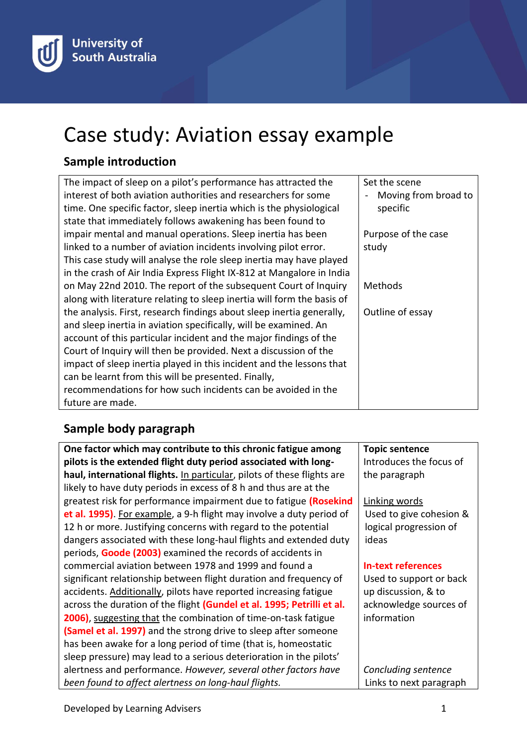University of South Australia

# Case study: Aviation essay example

## Sample introduction

| | |
|---|---|
| The impact of sleep on a pilot's performance has attracted the interest of both aviation authorities and researchers for some time. One specific factor, sleep inertia which is the physiological state that immediately follows awakening has been found to impair mental and manual operations. Sleep inertia has been linked to a number of aviation incidents involving pilot error. This case study will analyse the role sleep inertia may have played in the crash of Air India Express Flight IX-812 at Mangalore in India on May 22nd 2010. The report of the subsequent Court of Inquiry along with literature relating to sleep inertia will form the basis of the analysis. First, research findings about sleep inertia generally, and sleep inertia in aviation specifically, will be examined. An account of this particular incident and the major findings of the Court of Inquiry will then be provided. Next a discussion of the impact of sleep inertia played in this incident and the lessons that can be learnt from this will be presented. Finally, recommendations for how such incidents can be avoided in the future are made. | Set the scene<br>- Moving from broad to specific<br><br>Purpose of the case study<br><br>Methods<br><br>Outline of essay |

## Sample body paragraph

| | |
|---|---|
| **One factor which may contribute to this chronic fatigue among pilots is the extended flight duty period associated with long-haul, international flights.** <u>In particular</u>, pilots of these flights are likely to have duty periods in excess of 8 h and thus are at the greatest risk for performance impairment due to fatigue **(Rosekind et al. 1995)**. <u>For example</u>, a 9-h flight may involve a duty period of 12 h or more. Justifying concerns with regard to the potential dangers associated with these long-haul flights and extended duty periods, **Goode (2003)** examined the records of accidents in commercial aviation between 1978 and 1999 and found a significant relationship between flight duration and frequency of accidents. <u>Additionally</u>, pilots have reported increasing fatigue across the duration of the flight **(Gundel et al. 1995; Petrilli et al. 2006)**, <u>suggesting that</u> the combination of time-on-task fatigue **(Samel et al. 1997)** and the strong drive to sleep after someone has been awake for a long period of time (that is, homeostatic sleep pressure) may lead to a serious deterioration in the pilots' alertness and performance. *However, several other factors have been found to affect alertness on long-haul flights.* | **Topic sentence**<br>Introduces the focus of the paragraph<br><br><u>Linking words</u><br>Used to give cohesion & logical progression of ideas<br><br>**In-text references**<br>Used to support or back up discussion, & to acknowledge sources of information<br><br>*Concluding sentence*<br>Links to next paragraph |

Developed by Learning Advisers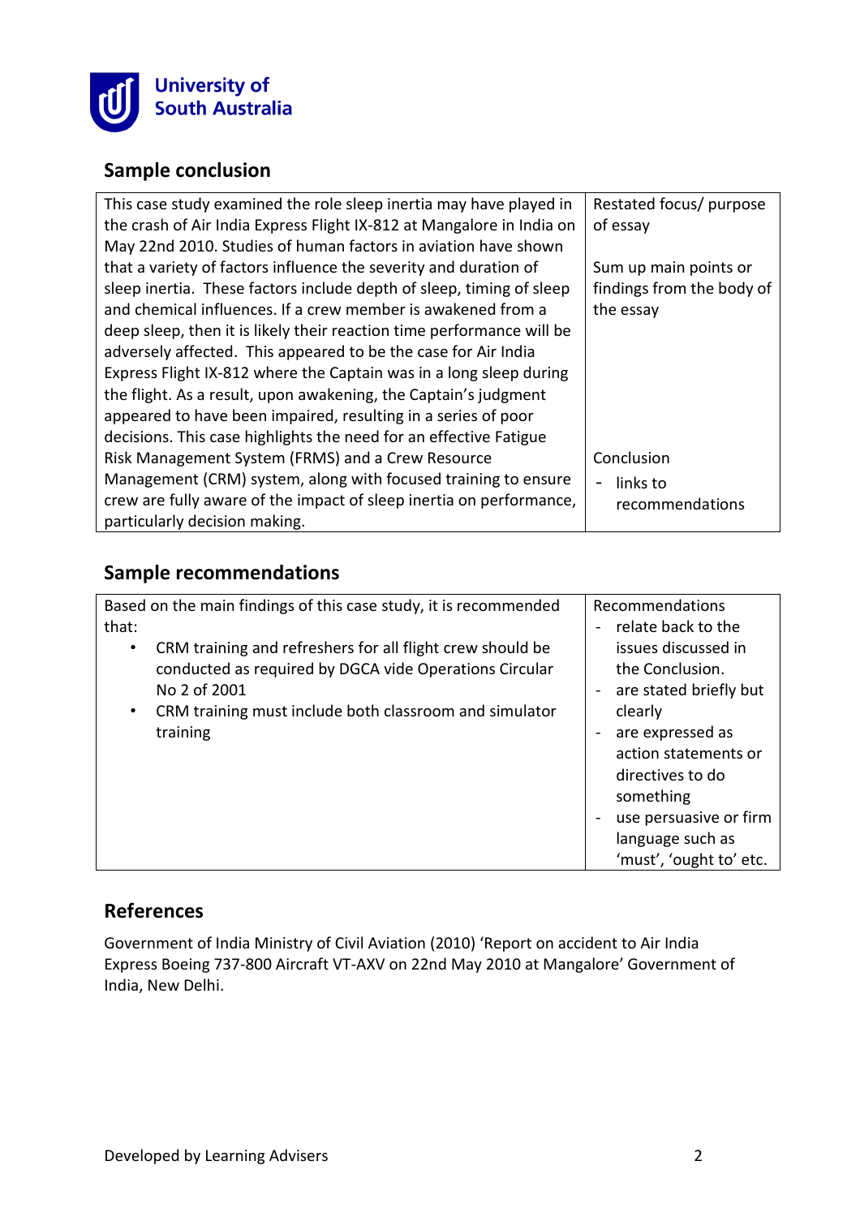## Sample conclusion

| | |
|---|---|
| This case study examined the role sleep inertia may have played in the crash of Air India Express Flight IX-812 at Mangalore in India on May 22nd 2010. Studies of human factors in aviation have shown that a variety of factors influence the severity and duration of sleep inertia. These factors include depth of sleep, timing of sleep and chemical influences. If a crew member is awakened from a deep sleep, then it is likely their reaction time performance will be adversely affected. This appeared to be the case for Air India Express Flight IX-812 where the Captain was in a long sleep during the flight. As a result, upon awakening, the Captain's judgment appeared to have been impaired, resulting in a series of poor decisions. This case highlights the need for an effective Fatigue Risk Management System (FRMS) and a Crew Resource Management (CRM) system, along with focused training to ensure crew are fully aware of the impact of sleep inertia on performance, particularly decision making. | Restated focus/ purpose of essay<br><br>Sum up main points or findings from the body of the essay<br><br>Conclusion<br>- links to recommendations |

## Sample recommendations

| | |
|---|---|
| Based on the main findings of this case study, it is recommended that:<br>• CRM training and refreshers for all flight crew should be conducted as required by DGCA vide Operations Circular No 2 of 2001<br>• CRM training must include both classroom and simulator training | Recommendations<br>- relate back to the issues discussed in the Conclusion.<br>- are stated briefly but clearly<br>- are expressed as action statements or directives to do something<br>- use persuasive or firm language such as 'must', 'ought to' etc. |

## References

Government of India Ministry of Civil Aviation (2010) 'Report on accident to Air India Express Boeing 737-800 Aircraft VT-AXV on 22nd May 2010 at Mangalore' Government of India, New Delhi.